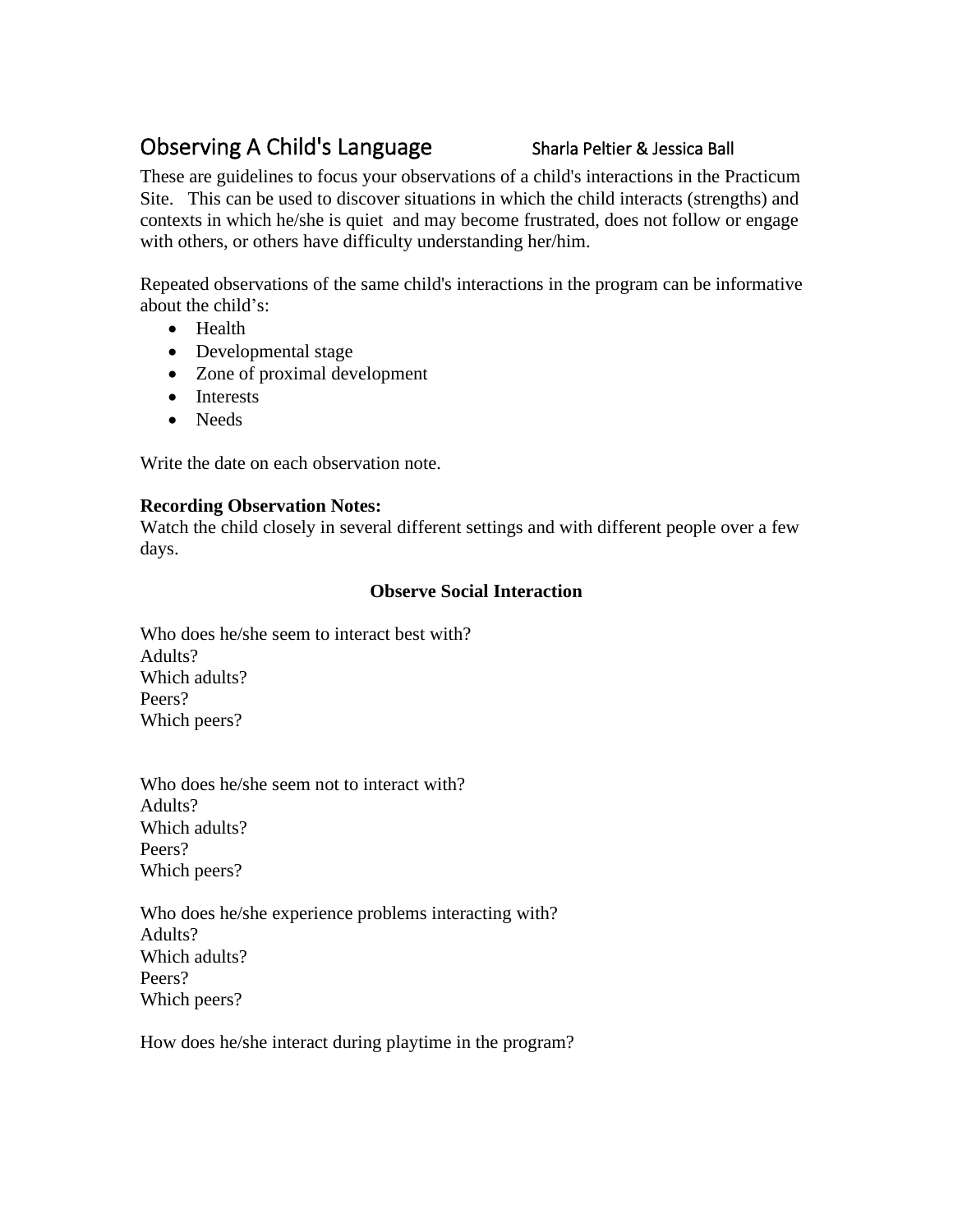# Observing A Child's Language

Sharla Peltier & Jessica Ball

These are guidelines to focus your observations of a child's interactions in the Practicum Site. This can be used to discover situations in which the child interacts (strengths) and contexts in which he/she is quiet and may become frustrated, does not follow or engage with others, or others have difficulty understanding her/him.

Repeated observations of the same child's interactions in the program can be informative about the child's:

- Health
- Developmental stage
- Zone of proximal development
- Interests
- Needs

Write the date on each observation note.

**Recording Observation Notes:**
Watch the child closely in several different settings and with different people over a few days.

### Observe Social Interaction

Who does he/she seem to interact best with?
Adults?
Which adults?
Peers?
Which peers?

Who does he/she seem not to interact with?
Adults?
Which adults?
Peers?
Which peers?

Who does he/she experience problems interacting with?
Adults?
Which adults?
Peers?
Which peers?

How does he/she interact during playtime in the program?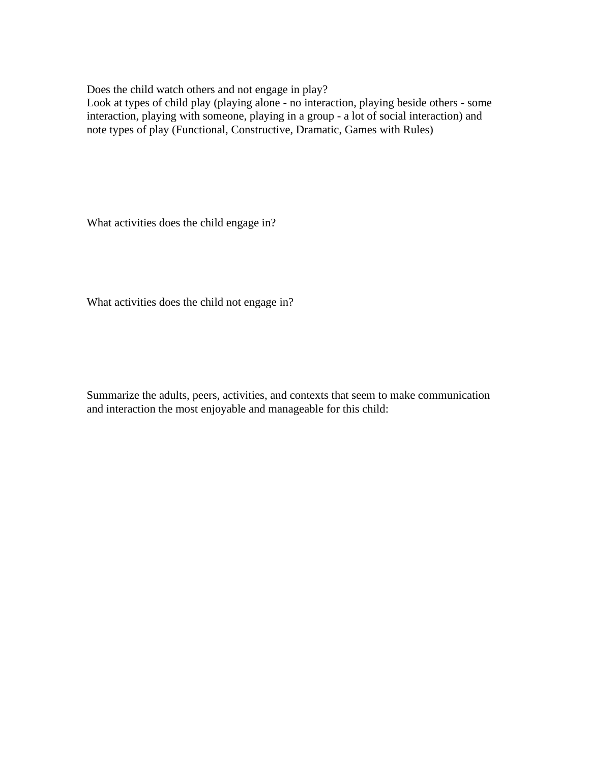Does the child watch others and not engage in play?
Look at types of child play (playing alone - no interaction, playing beside others - some interaction, playing with someone, playing in a group - a lot of social interaction) and note types of play (Functional, Constructive, Dramatic, Games with Rules)

What activities does the child engage in?

What activities does the child not engage in?

Summarize the adults, peers, activities, and contexts that seem to make communication and interaction the most enjoyable and manageable for this child: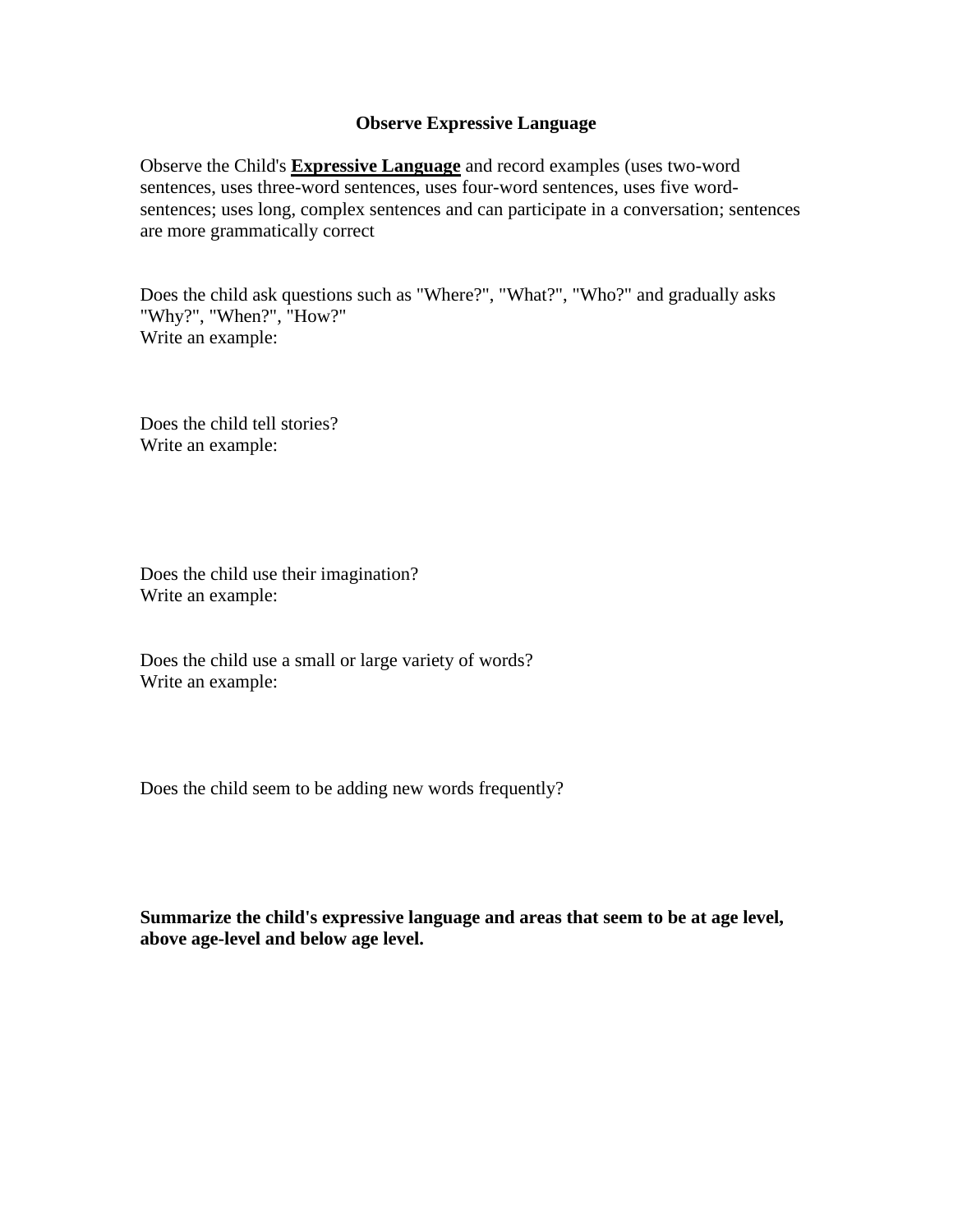# Observe Expressive Language

Observe the Child's **Expressive Language** and record examples (uses two-word sentences, uses three-word sentences, uses four-word sentences, uses five word-sentences; uses long, complex sentences and can participate in a conversation; sentences are more grammatically correct

Does the child ask questions such as "Where?", "What?", "Who?" and gradually asks "Why?", "When?", "How?"
Write an example:

Does the child tell stories?
Write an example:

Does the child use their imagination?
Write an example:

Does the child use a small or large variety of words?
Write an example:

Does the child seem to be adding new words frequently?

**Summarize the child's expressive language and areas that seem to be at age level, above age-level and below age level.**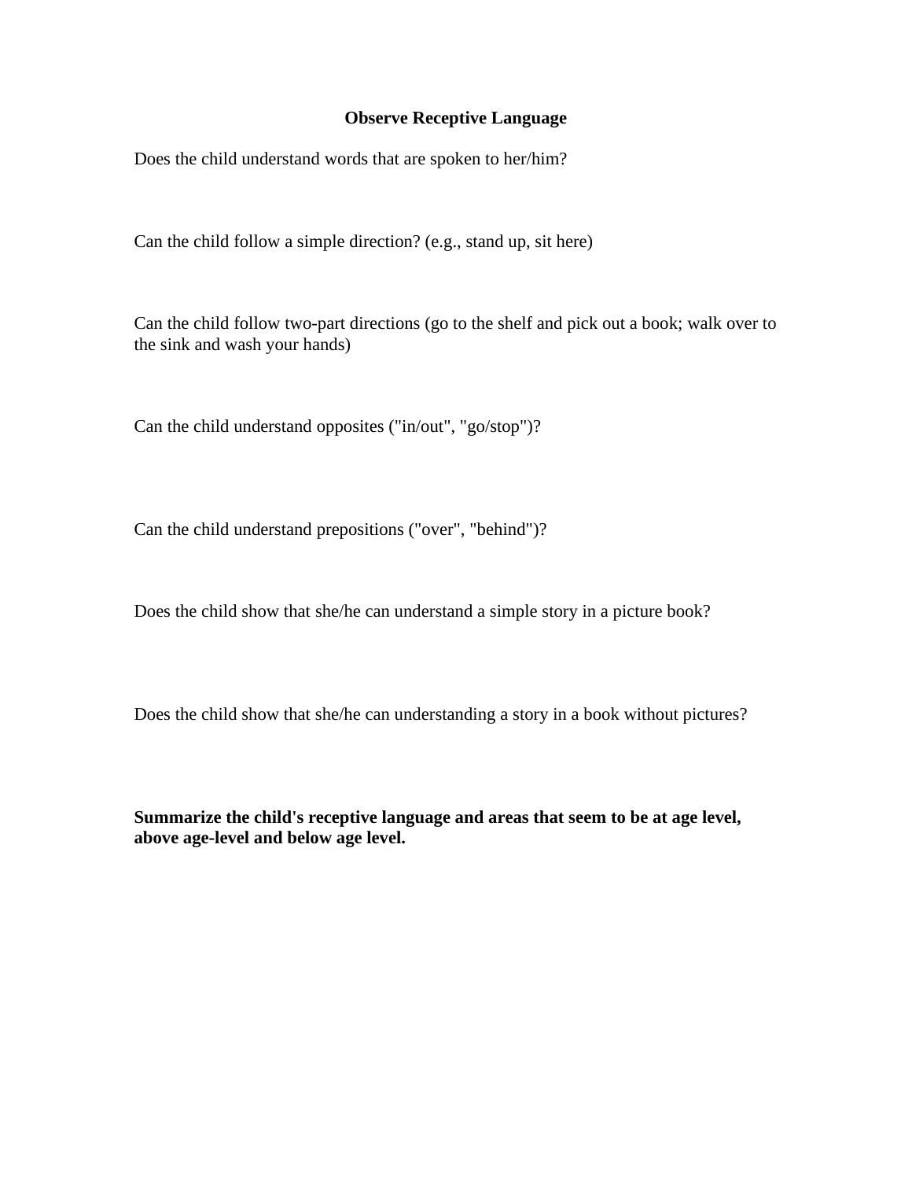## Observe Receptive Language

Does the child understand words that are spoken to her/him?

Can the child follow a simple direction? (e.g., stand up, sit here)

Can the child follow two-part directions (go to the shelf and pick out a book; walk over to the sink and wash your hands)

Can the child understand opposites ("in/out", "go/stop")?

Can the child understand prepositions ("over", "behind")?

Does the child show that she/he can understand a simple story in a picture book?

Does the child show that she/he can understanding a story in a book without pictures?

**Summarize the child's receptive language and areas that seem to be at age level, above age-level and below age level.**